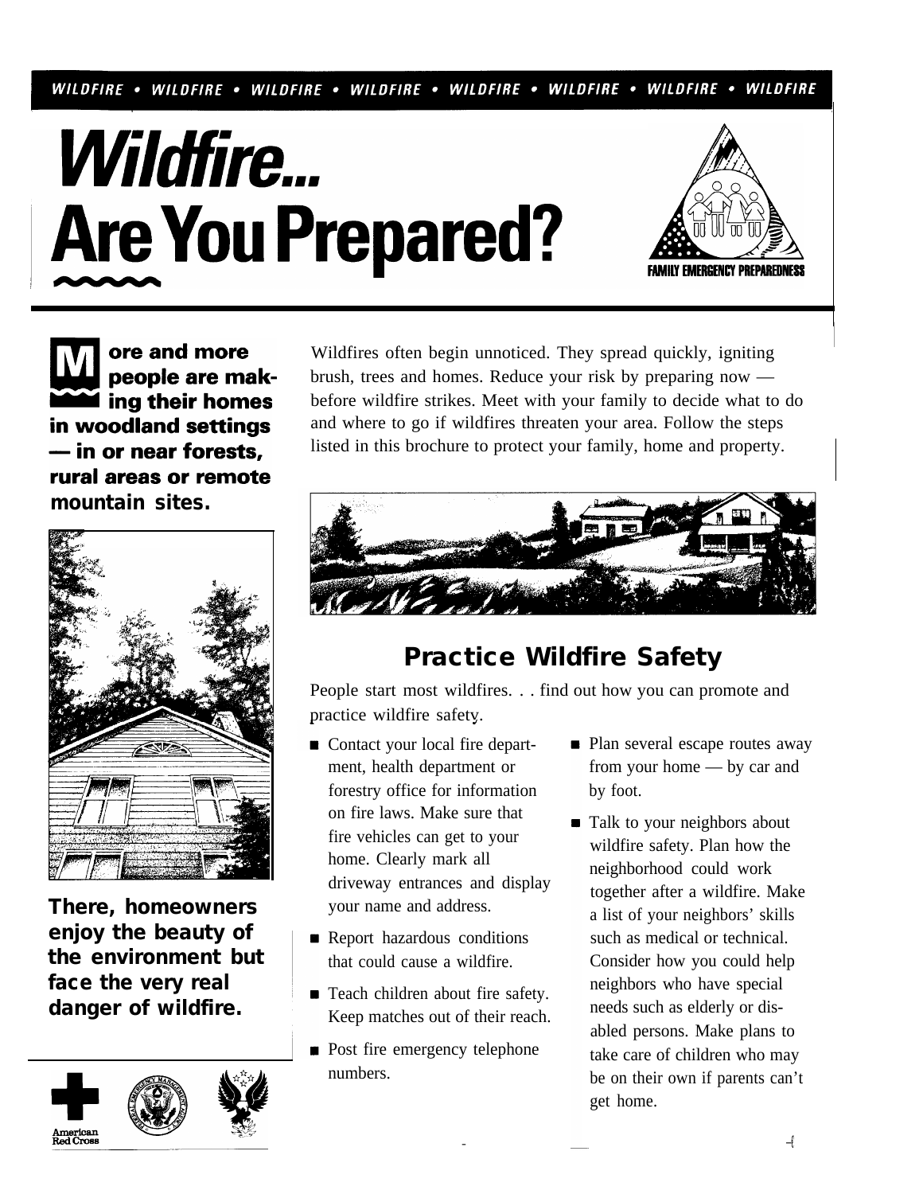# Wildfire... Are You Prepared?

FAMILY EMERGENCY PREPAREDNESS

**More and more people are making their homes in woodland settings — in or near forests, rural areas or remote mountain sites.**

**There, homeowners enjoy the beauty of the environment but face the very real danger of wildfire.**

Wildfires often begin unnoticed. They spread quickly, igniting brush, trees and homes. Reduce your risk by preparing now — before wildfire strikes. Meet with your family to decide what to do and where to go if wildfires threaten your area. Follow the steps listed in this brochure to protect your family, home and property.

## Practice Wildfire Safety

People start most wildfires. . . find out how you can promote and practice wildfire safety.

- Contact your local fire department, health department or forestry office for information on fire laws. Make sure that fire vehicles can get to your home. Clearly mark all driveway entrances and display your name and address.
- Report hazardous conditions that could cause a wildfire.
- Teach children about fire safety. Keep matches out of their reach.
- Post fire emergency telephone numbers.
- Plan several escape routes away from your home — by car and by foot.
- Talk to your neighbors about wildfire safety. Plan how the neighborhood could work together after a wildfire. Make a list of your neighbors' skills such as medical or technical. Consider how you could help neighbors who have special needs such as elderly or disabled persons. Make plans to take care of children who may be on their own if parents can't get home.

American Red Cross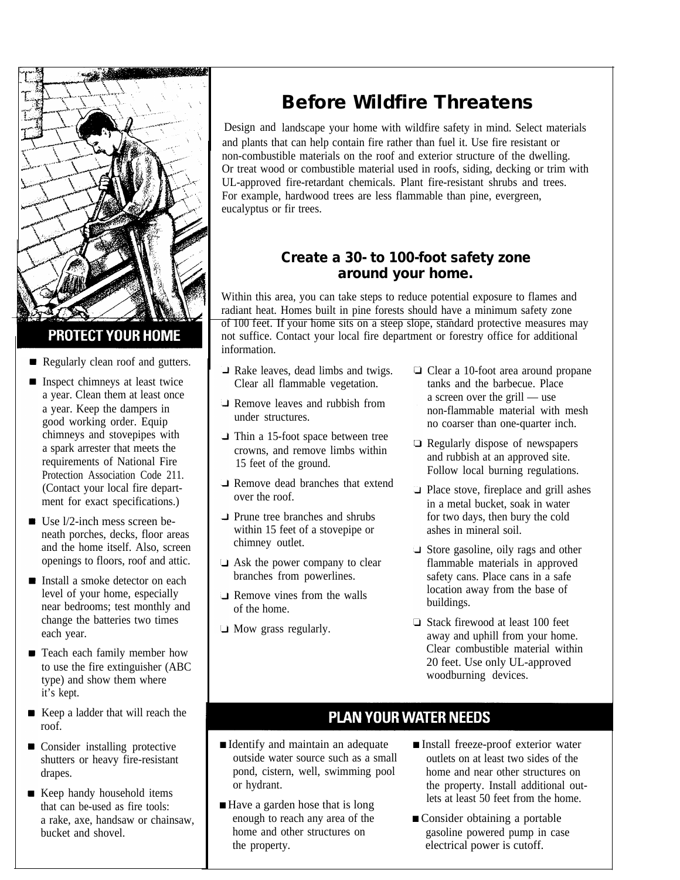## PROTECT YOUR HOME

- Regularly clean roof and gutters.
- Inspect chimneys at least twice a year. Clean them at least once a year. Keep the dampers in good working order. Equip chimneys and stovepipes with a spark arrester that meets the requirements of National Fire Protection Association Code 211. (Contact your local fire department for exact specifications.)
- Use l/2-inch mess screen beneath porches, decks, floor areas and the home itself. Also, screen openings to floors, roof and attic.
- Install a smoke detector on each level of your home, especially near bedrooms; test monthly and change the batteries two times each year.
- Teach each family member how to use the fire extinguisher (ABC type) and show them where it's kept.
- Keep a ladder that will reach the roof.
- Consider installing protective shutters or heavy fire-resistant drapes.
- Keep handy household items that can be-used as fire tools: a rake, axe, handsaw or chainsaw, bucket and shovel.

# Before Wildfire Threatens

Design and landscape your home with wildfire safety in mind. Select materials and plants that can help contain fire rather than fuel it. Use fire resistant or non-combustible materials on the roof and exterior structure of the dwelling. Or treat wood or combustible material used in roofs, siding, decking or trim with UL-approved fire-retardant chemicals. Plant fire-resistant shrubs and trees. For example, hardwood trees are less flammable than pine, evergreen, eucalyptus or fir trees.

### Create a 30- to 100-foot safety zone around your home.

Within this area, you can take steps to reduce potential exposure to flames and radiant heat. Homes built in pine forests should have a minimum safety zone of 100 feet. If your home sits on a steep slope, standard protective measures may not suffice. Contact your local fire department or forestry office for additional information.

- Rake leaves, dead limbs and twigs. Clear all flammable vegetation.
- Remove leaves and rubbish from under structures.
- Thin a 15-foot space between tree crowns, and remove limbs within 15 feet of the ground.
- Remove dead branches that extend over the roof.
- Prune tree branches and shrubs within 15 feet of a stovepipe or chimney outlet.
- Ask the power company to clear branches from powerlines.
- Remove vines from the walls of the home.
- Mow grass regularly.
- Clear a 10-foot area around propane tanks and the barbecue. Place a screen over the grill — use non-flammable material with mesh no coarser than one-quarter inch.
- Regularly dispose of newspapers and rubbish at an approved site. Follow local burning regulations.
- Place stove, fireplace and grill ashes in a metal bucket, soak in water for two days, then bury the cold ashes in mineral soil.
- Store gasoline, oily rags and other flammable materials in approved safety cans. Place cans in a safe location away from the base of buildings.
- Stack firewood at least 100 feet away and uphill from your home. Clear combustible material within 20 feet. Use only UL-approved woodburning devices.

## PLAN YOUR WATER NEEDS

- Identify and maintain an adequate outside water source such as a small pond, cistern, well, swimming pool or hydrant.
- Have a garden hose that is long enough to reach any area of the home and other structures on the property.
- Install freeze-proof exterior water outlets on at least two sides of the home and near other structures on the property. Install additional outlets at least 50 feet from the home.
- Consider obtaining a portable gasoline powered pump in case electrical power is cutoff.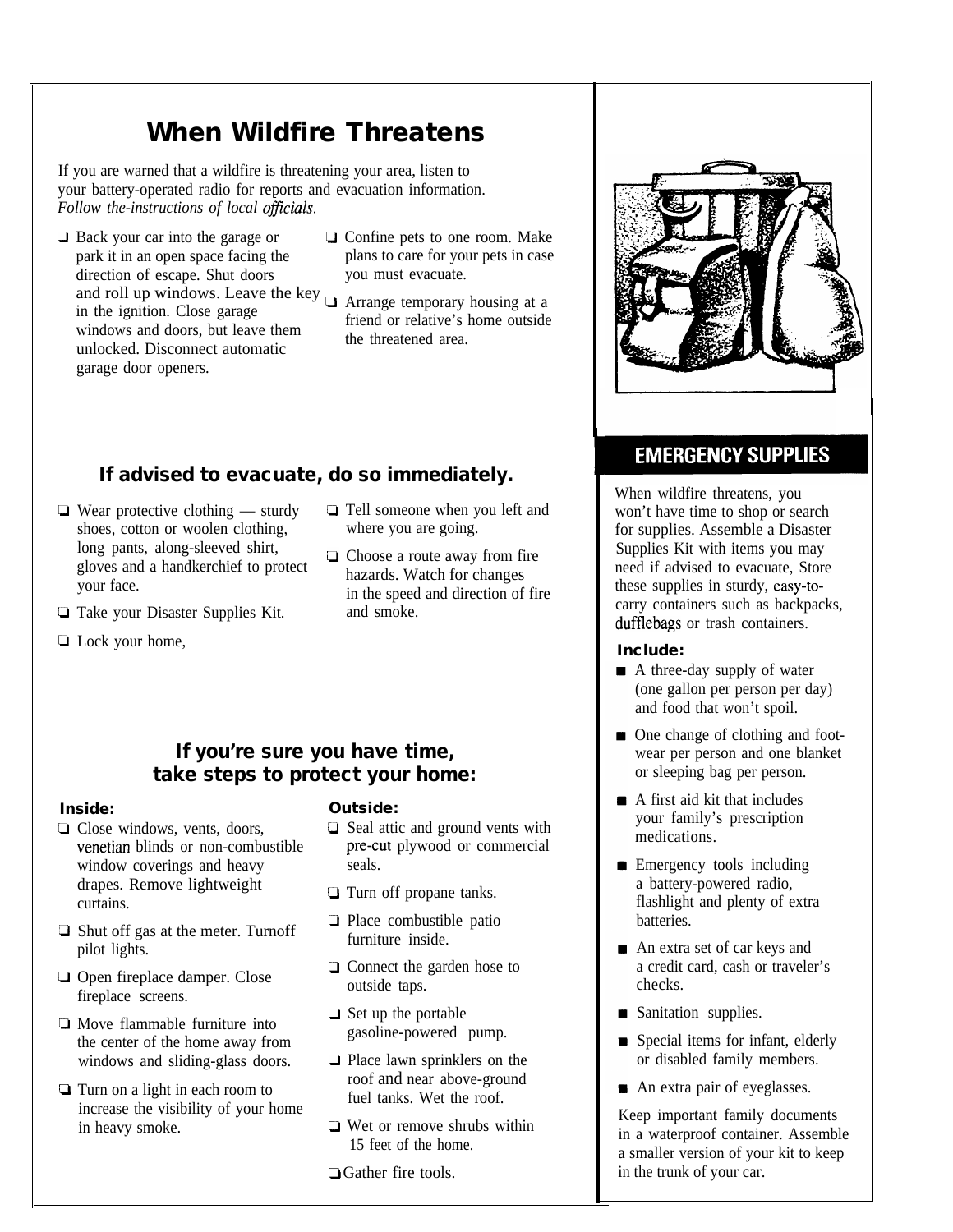# When Wildfire Threatens

If you are warned that a wildfire is threatening your area, listen to your battery-operated radio for reports and evacuation information. *Follow the-instructions of local officials.*

- ❑ Back your car into the garage or park it in an open space facing the direction of escape. Shut doors and roll up windows. Leave the key in the ignition. Close garage windows and doors, but leave them unlocked. Disconnect automatic garage door openers.
- ❑ Confine pets to one room. Make plans to care for your pets in case you must evacuate.
- ❑ Arrange temporary housing at a friend or relative's home outside the threatened area.

## If advised to evacuate, do so immediately.

- ❑ Wear protective clothing — sturdy shoes, cotton or woolen clothing, long pants, along-sleeved shirt, gloves and a handkerchief to protect your face.
- ❑ Take your Disaster Supplies Kit.
- ❑ Lock your home,
- ❑ Tell someone when you left and where you are going.
- ❑ Choose a route away from fire hazards. Watch for changes in the speed and direction of fire and smoke.

## If you're sure you have time, take steps to protect your home:

**Inside:**

- ❑ Close windows, vents, doors, venetian blinds or non-combustible window coverings and heavy drapes. Remove lightweight curtains.
- ❑ Shut off gas at the meter. Turnoff pilot lights.
- ❑ Open fireplace damper. Close fireplace screens.
- ❑ Move flammable furniture into the center of the home away from windows and sliding-glass doors.
- ❑ Turn on a light in each room to increase the visibility of your home in heavy smoke.

**Outside:**

- ❑ Seal attic and ground vents with pre-cut plywood or commercial seals.
- ❑ Turn off propane tanks.
- ❑ Place combustible patio furniture inside.
- ❑ Connect the garden hose to outside taps.
- ❑ Set up the portable gasoline-powered pump.
- ❑ Place lawn sprinklers on the roof and near above-ground fuel tanks. Wet the roof.
- ❑ Wet or remove shrubs within 15 feet of the home.
- ❑ Gather fire tools.

## EMERGENCY SUPPLIES

When wildfire threatens, you won't have time to shop or search for supplies. Assemble a Disaster Supplies Kit with items you may need if advised to evacuate, Store these supplies in sturdy, easy-to-carry containers such as backpacks, dufflebags or trash containers.

**Include:**

- ■ A three-day supply of water (one gallon per person per day) and food that won't spoil.
- ■ One change of clothing and foot-wear per person and one blanket or sleeping bag per person.
- ■ A first aid kit that includes your family's prescription medications.
- ■ Emergency tools including a battery-powered radio, flashlight and plenty of extra batteries.
- ■ An extra set of car keys and a credit card, cash or traveler's checks.
- ■ Sanitation supplies.
- ■ Special items for infant, elderly or disabled family members.
- ■ An extra pair of eyeglasses.

Keep important family documents in a waterproof container. Assemble a smaller version of your kit to keep in the trunk of your car.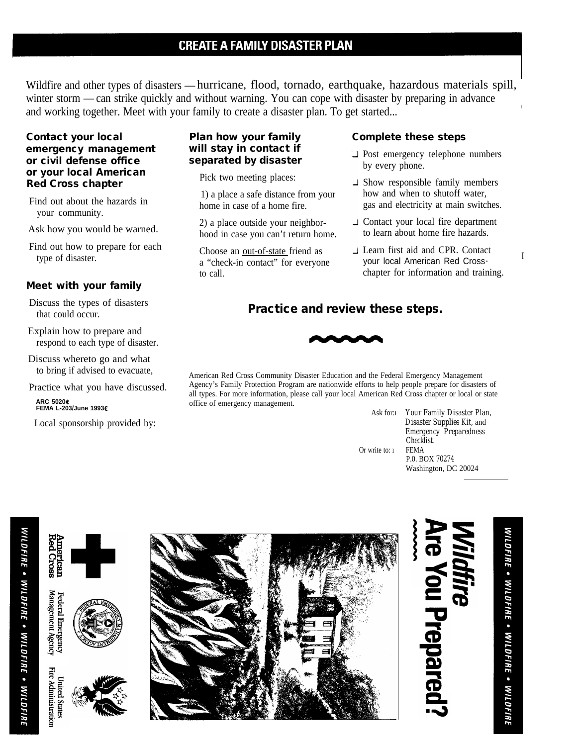# CREATE A FAMILY DISASTER PLAN

Wildfire and other types of disasters — hurricane, flood, tornado, earthquake, hazardous materials spill, winter storm — can strike quickly and without warning. You can cope with disaster by preparing in advance and working together. Meet with your family to create a disaster plan. To get started...

### Contact your local emergency management or civil defense office or your local American Red Cross chapter

Find out about the hazards in your community.

Ask how you would be warned.

Find out how to prepare for each type of disaster.

### Meet with your family

Discuss the types of disasters that could occur.

Explain how to prepare and respond to each type of disaster.

Discuss whereto go and what to bring if advised to evacuate,

Practice what you have discussed.

**ARC 5020€**
**FEMA L-203/June 1993€**

Local sponsorship provided by:

### Plan how your family will stay in contact if separated by disaster

Pick two meeting places:

1) a place a safe distance from your home in case of a home fire.

2) a place outside your neighborhood in case you can't return home.

Choose an out-of-state friend as a "check-in contact" for everyone to call.

### Complete these steps

- ❑ Post emergency telephone numbers by every phone.
- ❑ Show responsible family members how and when to shutoff water, gas and electricity at main switches.
- ❑ Contact your local fire department to learn about home fire hazards.
- ❑ Learn first aid and CPR. Contact your local American Red Cross chapter for information and training.

### Practice and review these steps.

American Red Cross Community Disaster Education and the Federal Emergency Management Agency's Family Protection Program are nationwide efforts to help people prepare for disasters of all types. For more information, please call your local American Red Cross chapter or local or state office of emergency management.

Ask for: *Your Family Disaster Plan*, *Disaster Supplies Kit*, and *Emergency Preparedness Checklist*.

Or write to: FEMA
P.O. BOX 70274
Washington, DC 20024

WILDFIRE • WILDFIRE • WILDFIRE • WILDFIRE

American Red Cross

Federal Emergency Management Agency

United States Fire Administration

# Wildfire Are You Prepared?

WILDFIRE • WILDFIRE • WILDFIRE • WILDFIRE